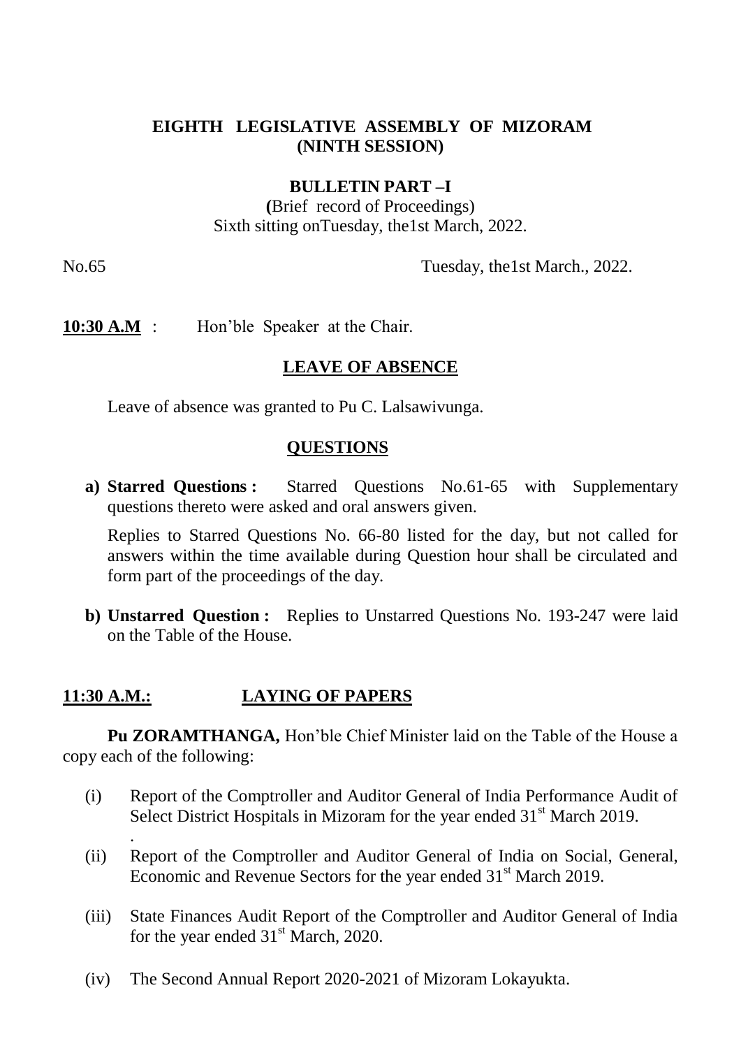**EIGHTH LEGISLATIVE ASSEMBLY OF MIZORAM**
**(NINTH SESSION)**

**BULLETIN PART –I**
**(**Brief record of Proceedings)
Sixth sitting onTuesday, the1st March, 2022.

No.65 Tuesday, the1st March., 2022.

**10:30 A.M** : Hon'ble Speaker at the Chair.

## LEAVE OF ABSENCE

Leave of absence was granted to Pu C. Lalsawivunga.

## QUESTIONS

**a) Starred Questions :** Starred Questions No.61-65 with Supplementary questions thereto were asked and oral answers given.

Replies to Starred Questions No. 66-80 listed for the day, but not called for answers within the time available during Question hour shall be circulated and form part of the proceedings of the day.

**b) Unstarred Question :** Replies to Unstarred Questions No. 193-247 were laid on the Table of the House.

## 11:30 A.M.: LAYING OF PAPERS

**Pu ZORAMTHANGA,** Hon'ble Chief Minister laid on the Table of the House a copy each of the following:

(i) Report of the Comptroller and Auditor General of India Performance Audit of Select District Hospitals in Mizoram for the year ended 31st March 2019.
.
(ii) Report of the Comptroller and Auditor General of India on Social, General, Economic and Revenue Sectors for the year ended 31st March 2019.

(iii) State Finances Audit Report of the Comptroller and Auditor General of India for the year ended 31st March, 2020.

(iv) The Second Annual Report 2020-2021 of Mizoram Lokayukta.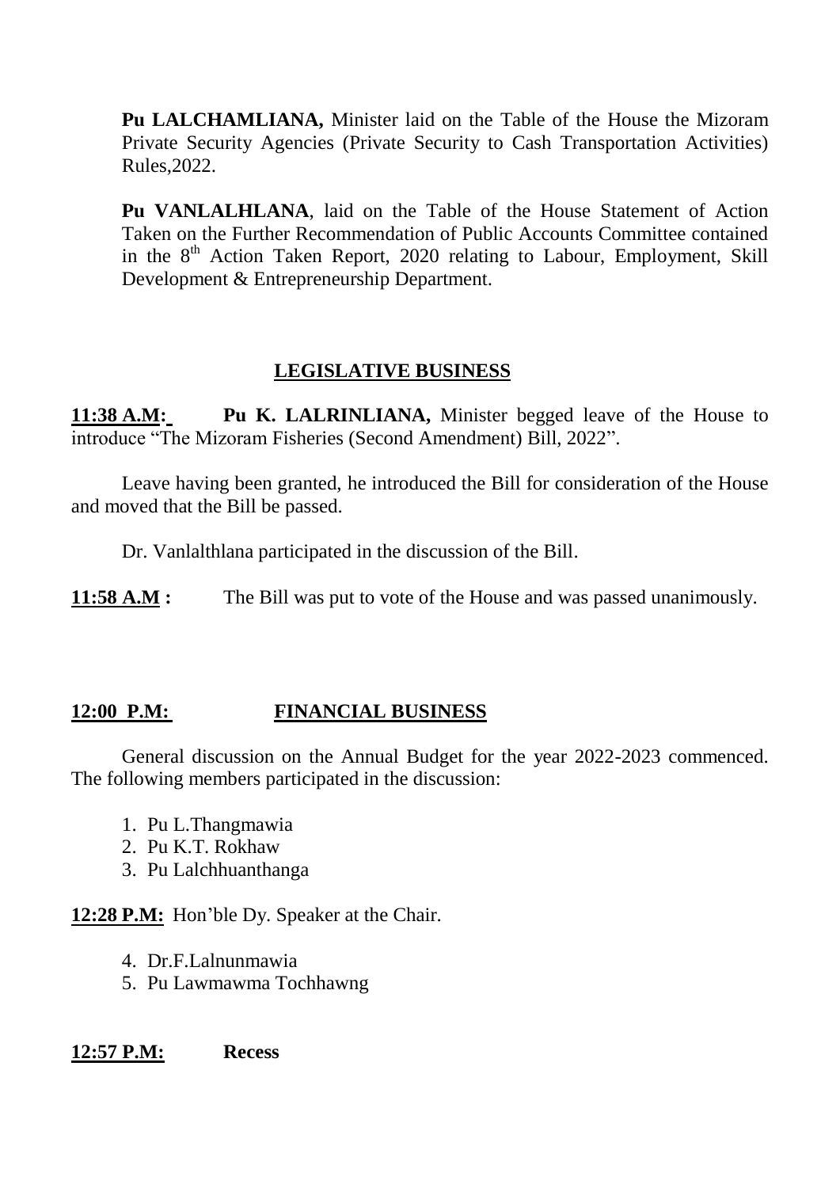**Pu LALCHAMLIANA,** Minister laid on the Table of the House the Mizoram Private Security Agencies (Private Security to Cash Transportation Activities) Rules,2022.

**Pu VANLALHLANA**, laid on the Table of the House Statement of Action Taken on the Further Recommendation of Public Accounts Committee contained in the 8th Action Taken Report, 2020 relating to Labour, Employment, Skill Development & Entrepreneurship Department.

## LEGISLATIVE BUSINESS

**11:38 A.M:** **Pu K. LALRINLIANA,** Minister begged leave of the House to introduce "The Mizoram Fisheries (Second Amendment) Bill, 2022".

Leave having been granted, he introduced the Bill for consideration of the House and moved that the Bill be passed.

Dr. Vanlalthlana participated in the discussion of the Bill.

**11:58 A.M :** The Bill was put to vote of the House and was passed unanimously.

## 12:00 P.M: FINANCIAL BUSINESS

General discussion on the Annual Budget for the year 2022-2023 commenced. The following members participated in the discussion:

1. Pu L.Thangmawia
2. Pu K.T. Rokhaw
3. Pu Lalchhuanthanga

**12:28 P.M:** Hon'ble Dy. Speaker at the Chair.

4. Dr.F.Lalnunmawia
5. Pu Lawmawma Tochhawng

**12:57 P.M:** **Recess**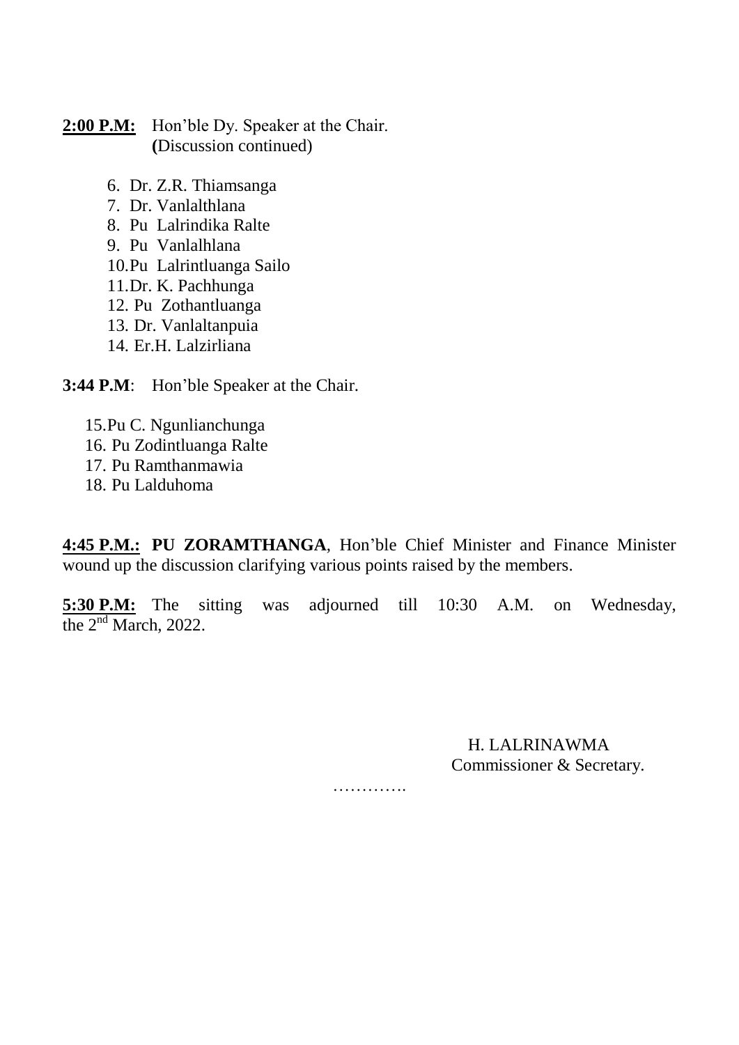**2:00 P.M:** Hon'ble Dy. Speaker at the Chair.
(Discussion continued)

6. Dr. Z.R. Thiamsanga
7. Dr. Vanlalthlana
8. Pu Lalrindika Ralte
9. Pu Vanlalhlana
10. Pu Lalrintluanga Sailo
11. Dr. K. Pachhunga
12. Pu Zothantluanga
13. Dr. Vanlaltanpuia
14. Er.H. Lalzirliana

**3:44 P.M**: Hon'ble Speaker at the Chair.

15. Pu C. Ngunlianchunga
16. Pu Zodintluanga Ralte
17. Pu Ramthanmawia
18. Pu Lalduhoma

**4:45 P.M.: PU ZORAMTHANGA**, Hon'ble Chief Minister and Finance Minister wound up the discussion clarifying various points raised by the members.

**5:30 P.M:** The sitting was adjourned till 10:30 A.M. on Wednesday, the 2nd March, 2022.

H. LALRINAWMA
Commissioner & Secretary.

………….